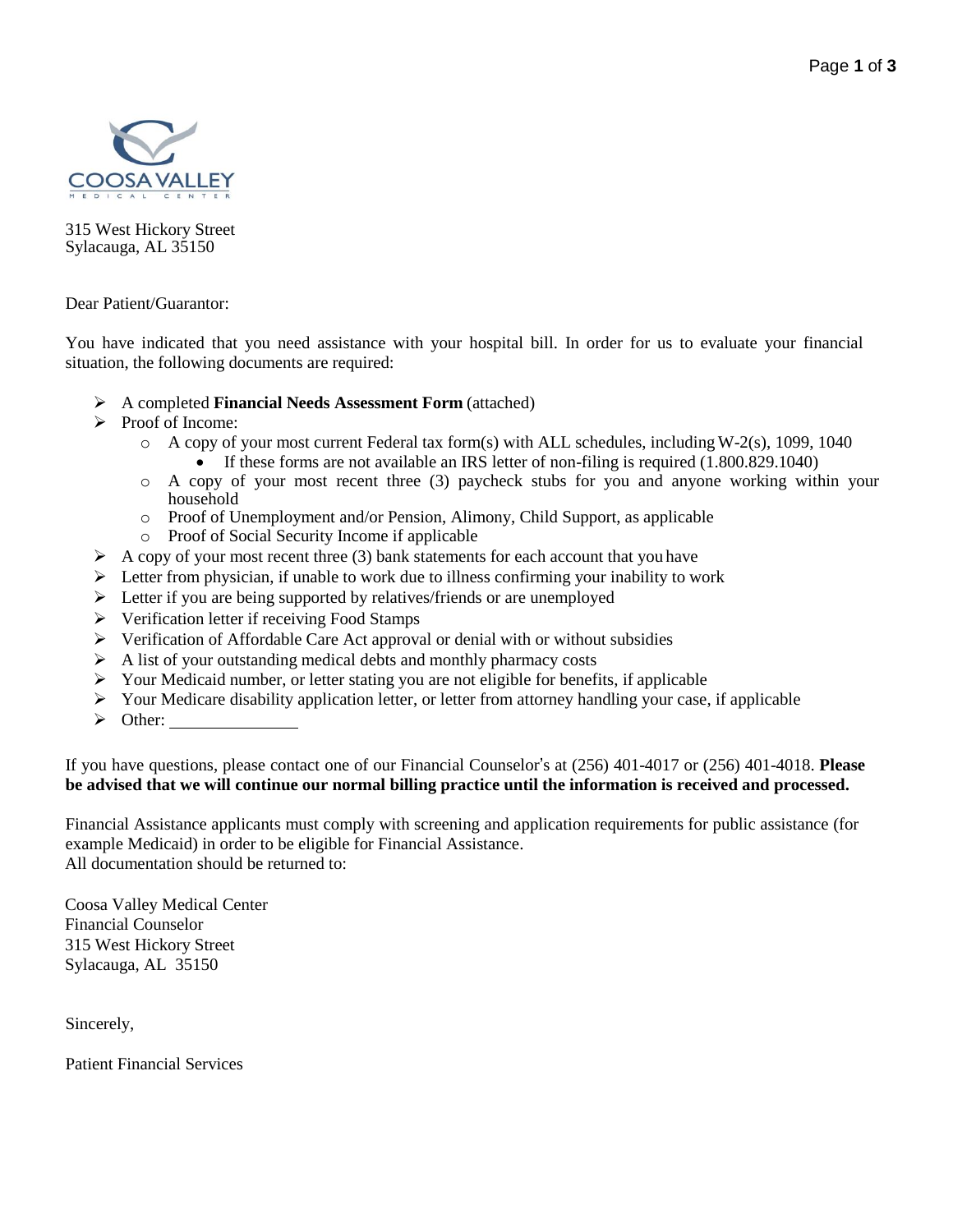COOSA VALLEY
MEDICAL CENTER

315 West Hickory Street
Sylacauga, AL 35150

Dear Patient/Guarantor:

You have indicated that you need assistance with your hospital bill. In order for us to evaluate your financial situation, the following documents are required:

- A completed **Financial Needs Assessment Form** (attached)
- Proof of Income:
  - A copy of your most current Federal tax form(s) with ALL schedules, including W-2(s), 1099, 1040
    - If these forms are not available an IRS letter of non-filing is required (1.800.829.1040)
  - A copy of your most recent three (3) paycheck stubs for you and anyone working within your household
  - Proof of Unemployment and/or Pension, Alimony, Child Support, as applicable
  - Proof of Social Security Income if applicable
- A copy of your most recent three (3) bank statements for each account that you have
- Letter from physician, if unable to work due to illness confirming your inability to work
- Letter if you are being supported by relatives/friends or are unemployed
- Verification letter if receiving Food Stamps
- Verification of Affordable Care Act approval or denial with or without subsidies
- A list of your outstanding medical debts and monthly pharmacy costs
- Your Medicaid number, or letter stating you are not eligible for benefits, if applicable
- Your Medicare disability application letter, or letter from attorney handling your case, if applicable
- Other: _______________

If you have questions, please contact one of our Financial Counselor's at (256) 401-4017 or (256) 401-4018. **Please be advised that we will continue our normal billing practice until the information is received and processed.**

Financial Assistance applicants must comply with screening and application requirements for public assistance (for example Medicaid) in order to be eligible for Financial Assistance.
All documentation should be returned to:

Coosa Valley Medical Center
Financial Counselor
315 West Hickory Street
Sylacauga, AL 35150

Sincerely,

Patient Financial Services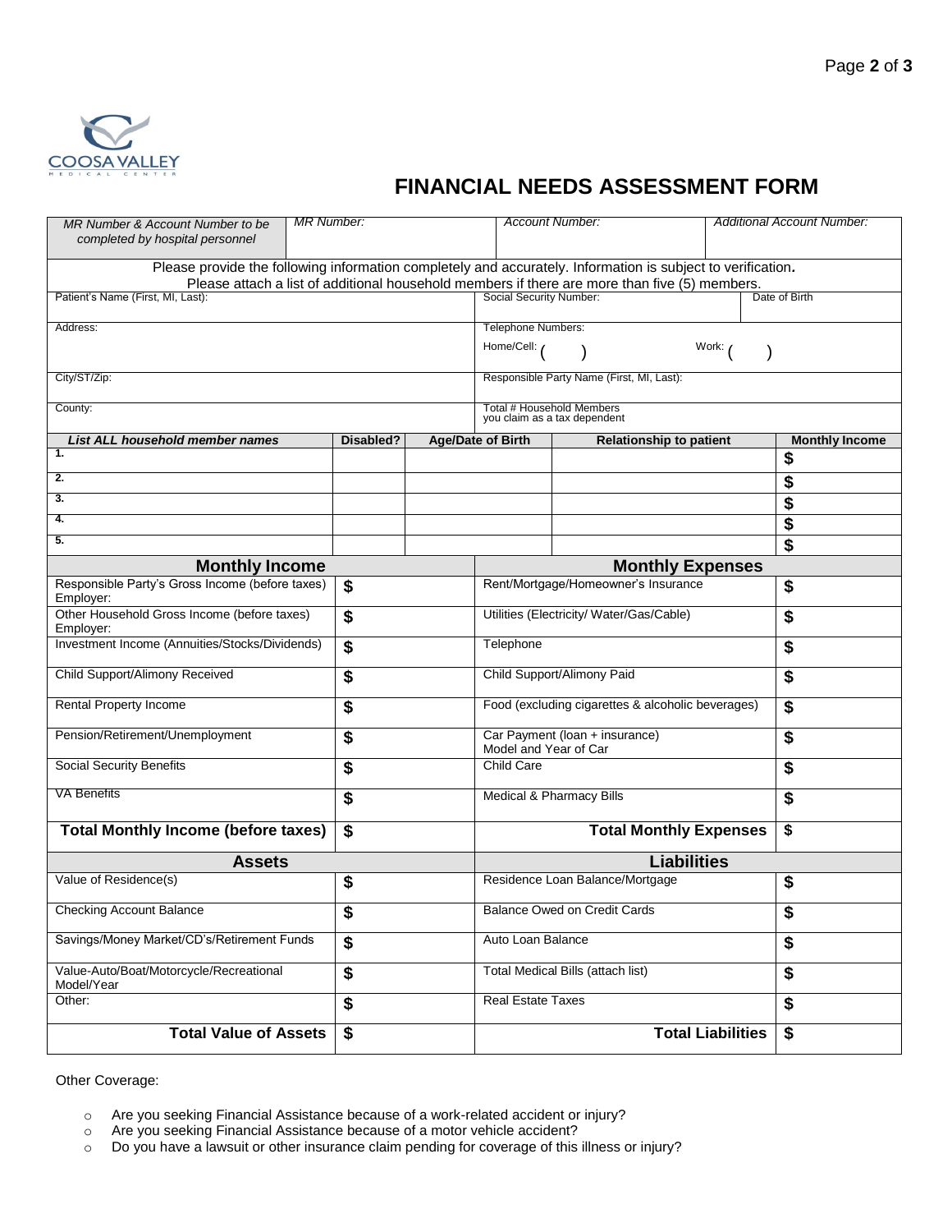COOSA VALLEY MEDICAL CENTER

# FINANCIAL NEEDS ASSESSMENT FORM

| *MR Number & Account Number to be completed by hospital personnel* | *MR Number:* | *Account Number:* | *Additional Account Number:* |
|---|---|---|---|

Please provide the following information completely and accurately. Information is subject to verification.
Please attach a list of additional household members if there are more than five (5) members.

| | | |
|---|---|---|
| Patient's Name (First, MI, Last): | Social Security Number: | Date of Birth |
| Address: | Telephone Numbers: Home/Cell: ( ) Work: ( ) | |
| City/ST/Zip: | Responsible Party Name (First, MI, Last): | |
| County: | Total # Household Members you claim as a tax dependent | |

| *List ALL household member names* | Disabled? | Age/Date of Birth | Relationship to patient | Monthly Income |
|---|---|---|---|---|
| 1. | | | | $ |
| 2. | | | | $ |
| 3. | | | | $ |
| 4. | | | | $ |
| 5. | | | | $ |

| **Monthly Income** | | **Monthly Expenses** | |
|---|---|---|---|
| Responsible Party's Gross Income (before taxes) Employer: | $ | Rent/Mortgage/Homeowner's Insurance | $ |
| Other Household Gross Income (before taxes) Employer: | $ | Utilities (Electricity/ Water/Gas/Cable) | $ |
| Investment Income (Annuities/Stocks/Dividends) | $ | Telephone | $ |
| Child Support/Alimony Received | $ | Child Support/Alimony Paid | $ |
| Rental Property Income | $ | Food (excluding cigarettes & alcoholic beverages) | $ |
| Pension/Retirement/Unemployment | $ | Car Payment (loan + insurance) Model and Year of Car | $ |
| Social Security Benefits | $ | Child Care | $ |
| VA Benefits | $ | Medical & Pharmacy Bills | $ |
| **Total Monthly Income (before taxes)** | $ | **Total Monthly Expenses** | $ |

| **Assets** | | **Liabilities** | |
|---|---|---|---|
| Value of Residence(s) | $ | Residence Loan Balance/Mortgage | $ |
| Checking Account Balance | $ | Balance Owed on Credit Cards | $ |
| Savings/Money Market/CD's/Retirement Funds | $ | Auto Loan Balance | $ |
| Value-Auto/Boat/Motorcycle/Recreational Model/Year | $ | Total Medical Bills (attach list) | $ |
| Other: | $ | Real Estate Taxes | $ |
| **Total Value of Assets** | $ | **Total Liabilities** | $ |

Other Coverage:

- Are you seeking Financial Assistance because of a work-related accident or injury?
- Are you seeking Financial Assistance because of a motor vehicle accident?
- Do you have a lawsuit or other insurance claim pending for coverage of this illness or injury?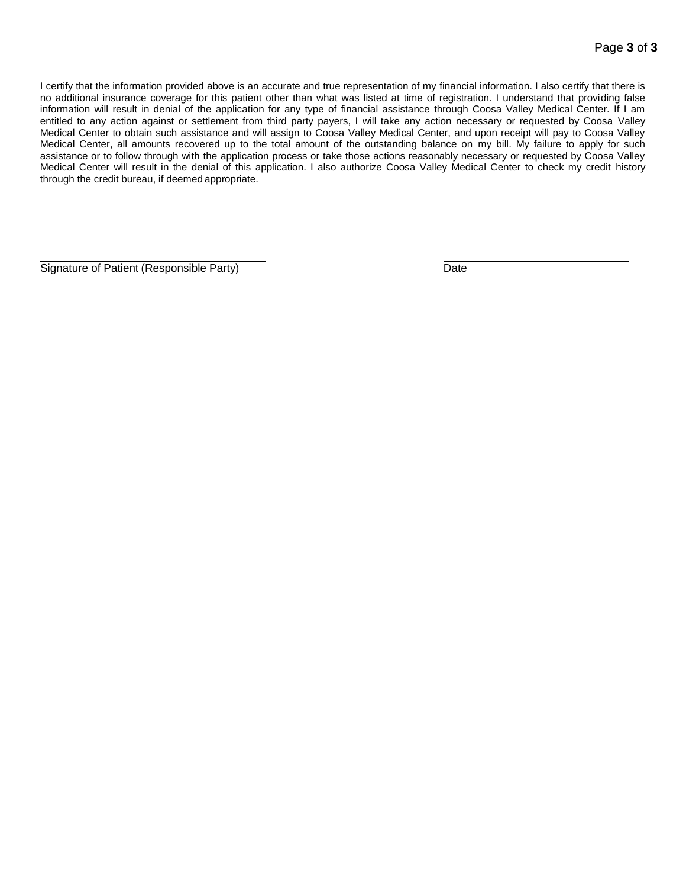I certify that the information provided above is an accurate and true representation of my financial information. I also certify that there is no additional insurance coverage for this patient other than what was listed at time of registration. I understand that providing false information will result in denial of the application for any type of financial assistance through Coosa Valley Medical Center. If I am entitled to any action against or settlement from third party payers, I will take any action necessary or requested by Coosa Valley Medical Center to obtain such assistance and will assign to Coosa Valley Medical Center, and upon receipt will pay to Coosa Valley Medical Center, all amounts recovered up to the total amount of the outstanding balance on my bill. My failure to apply for such assistance or to follow through with the application process or take those actions reasonably necessary or requested by Coosa Valley Medical Center will result in the denial of this application. I also authorize Coosa Valley Medical Center to check my credit history through the credit bureau, if deemed appropriate.

\_\_\_\_\_\_\_\_\_\_\_\_\_\_\_\_\_\_\_\_\_\_\_\_\_\_\_\_\_\_\_\_\_\_\_\_\_\_\_\_
Signature of Patient (Responsible Party)

\_\_\_\_\_\_\_\_\_\_\_\_\_\_\_\_\_\_\_\_\_\_\_\_\_\_\_\_\_\_\_\_
Date